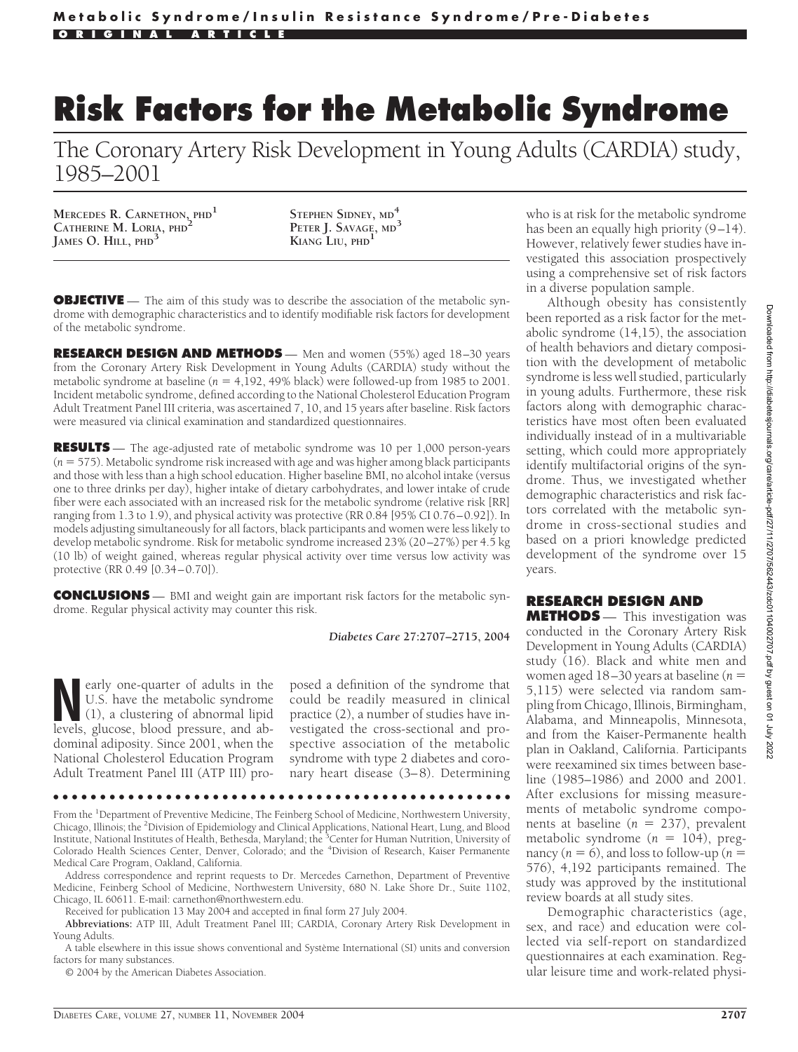**Metabolic Syndrome/Insulin Resistance Syndrome/Pre-Diabetes**

ORIGINAL ARTICLE

# Risk Factors for the Metabolic Syndrome

## The Coronary Artery Risk Development in Young Adults (CARDIA) study, 1985–2001

**Mercedes R. Carnethon, PhD**[1]
**Catherine M. Loria, PhD**[2]
**James O. Hill, PhD**[3]
**Stephen Sidney, MD**[4]
**Peter J. Savage, MD**[3]
**Kiang Liu, PhD**[1]

**OBJECTIVE** — The aim of this study was to describe the association of the metabolic syndrome with demographic characteristics and to identify modifiable risk factors for development of the metabolic syndrome.

**RESEARCH DESIGN AND METHODS** — Men and women (55%) aged 18–30 years from the Coronary Artery Risk Development in Young Adults (CARDIA) study without the metabolic syndrome at baseline ($n$ = 4,192, 49% black) were followed-up from 1985 to 2001. Incident metabolic syndrome, defined according to the National Cholesterol Education Program Adult Treatment Panel III criteria, was ascertained 7, 10, and 15 years after baseline. Risk factors were measured via clinical examination and standardized questionnaires.

**RESULTS** — The age-adjusted rate of metabolic syndrome was 10 per 1,000 person-years ($n$ = 575). Metabolic syndrome risk increased with age and was higher among black participants and those with less than a high school education. Higher baseline BMI, no alcohol intake (versus one to three drinks per day), higher intake of dietary carbohydrates, and lower intake of crude fiber were each associated with an increased risk for the metabolic syndrome (relative risk [RR] ranging from 1.3 to 1.9), and physical activity was protective (RR 0.84 [95% CI 0.76–0.92]). In models adjusting simultaneously for all factors, black participants and women were less likely to develop metabolic syndrome. Risk for metabolic syndrome increased 23% (20–27%) per 4.5 kg (10 lb) of weight gained, whereas regular physical activity over time versus low activity was protective (RR 0.49 [0.34–0.70]).

**CONCLUSIONS** — BMI and weight gain are important risk factors for the metabolic syndrome. Regular physical activity may counter this risk.

*Diabetes Care* **27:2707–2715, 2004**

Nearly one-quarter of adults in the U.S. have the metabolic syndrome (1), a clustering of abnormal lipid levels, glucose, blood pressure, and abdominal adiposity. Since 2001, when the National Cholesterol Education Program Adult Treatment Panel III (ATP III) proposed a definition of the syndrome that could be readily measured in clinical practice (2), a number of studies have investigated the cross-sectional and prospective association of the metabolic syndrome with type 2 diabetes and coronary heart disease (3–8). Determining who is at risk for the metabolic syndrome has been an equally high priority (9–14). However, relatively fewer studies have investigated this association prospectively using a comprehensive set of risk factors in a diverse population sample.

Although obesity has consistently been reported as a risk factor for the metabolic syndrome (14,15), the association of health behaviors and dietary composition with the development of metabolic syndrome is less well studied, particularly in young adults. Furthermore, these risk factors along with demographic characteristics have most often been evaluated individually instead of in a multivariable setting, which could more appropriately identify multifactorial origins of the syndrome. Thus, we investigated whether demographic characteristics and risk factors correlated with the metabolic syndrome in cross-sectional studies and based on a priori knowledge predicted development of the syndrome over 15 years.

## RESEARCH DESIGN AND METHODS

— This investigation was conducted in the Coronary Artery Risk Development in Young Adults (CARDIA) study (16). Black and white men and women aged 18–30 years at baseline ($n$ = 5,115) were selected via random sampling from Chicago, Illinois, Birmingham, Alabama, and Minneapolis, Minnesota, and from the Kaiser-Permanente health plan in Oakland, California. Participants were reexamined six times between baseline (1985–1986) and 2000 and 2001. After exclusions for missing measurements of metabolic syndrome components at baseline ($n$ = 237), prevalent metabolic syndrome ($n$ = 104), pregnancy ($n$ = 6), and loss to follow-up ($n$ = 576), 4,192 participants remained. The study was approved by the institutional review boards at all study sites.

Demographic characteristics (age, sex, and race) and education were collected via self-report on standardized questionnaires at each examination. Regular leisure time and work-related physi-

From the [1]Department of Preventive Medicine, The Feinberg School of Medicine, Northwestern University, Chicago, Illinois; the [2]Division of Epidemiology and Clinical Applications, National Heart, Lung, and Blood Institute, National Institutes of Health, Bethesda, Maryland; the [3]Center for Human Nutrition, University of Colorado Health Sciences Center, Denver, Colorado; and the [4]Division of Research, Kaiser Permanente Medical Care Program, Oakland, California.

Address correspondence and reprint requests to Dr. Mercedes Carnethon, Department of Preventive Medicine, Feinberg School of Medicine, Northwestern University, 680 N. Lake Shore Dr., Suite 1102, Chicago, IL 60611. E-mail: carnethon@northwestern.edu.

Received for publication 13 May 2004 and accepted in final form 27 July 2004.

**Abbreviations:** ATP III, Adult Treatment Panel III; CARDIA, Coronary Artery Risk Development in Young Adults.

A table elsewhere in this issue shows conventional and Système International (SI) units and conversion factors for many substances.

© 2004 by the American Diabetes Association.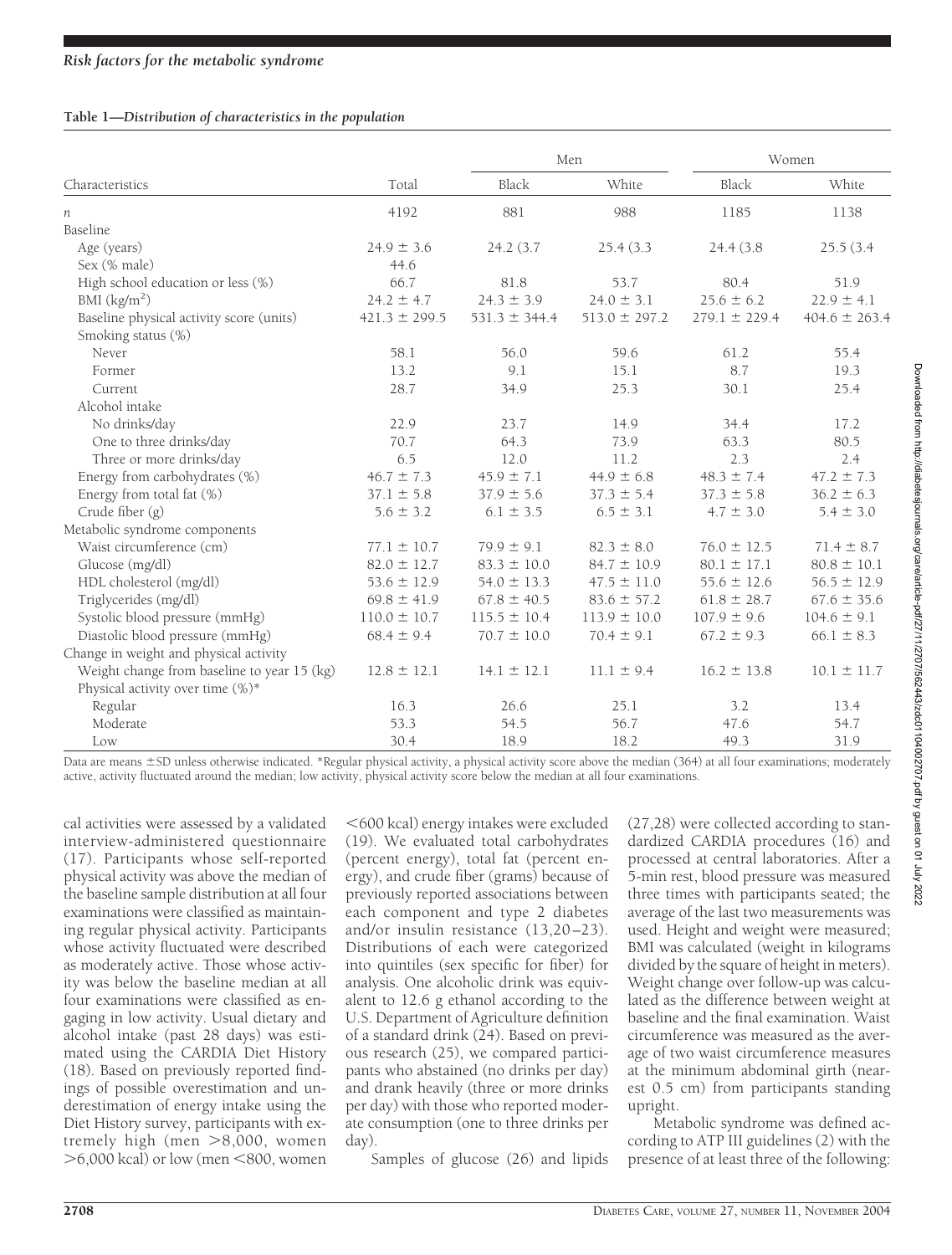**Table 1—Distribution of characteristics in the population**

| Characteristics | Total | Men | | Women | |
|---|---|---|---|---|---|
| | | Black | White | Black | White |
| $n$ | 4192 | 881 | 988 | 1185 | 1138 |
| Baseline | | | | | |
| Age (years) | 24.9 ± 3.6 | 24.2 (3.7 | 25.4 (3.3 | 24.4 (3.8 | 25.5 (3.4 |
| Sex (% male) | 44.6 | | | | |
| High school education or less (%) | 66.7 | 81.8 | 53.7 | 80.4 | 51.9 |
| BMI (kg/m$^2$) | 24.2 ± 4.7 | 24.3 ± 3.9 | 24.0 ± 3.1 | 25.6 ± 6.2 | 22.9 ± 4.1 |
| Baseline physical activity score (units) | 421.3 ± 299.5 | 531.3 ± 344.4 | 513.0 ± 297.2 | 279.1 ± 229.4 | 404.6 ± 263.4 |
| Smoking status (%) | | | | | |
| Never | 58.1 | 56.0 | 59.6 | 61.2 | 55.4 |
| Former | 13.2 | 9.1 | 15.1 | 8.7 | 19.3 |
| Current | 28.7 | 34.9 | 25.3 | 30.1 | 25.4 |
| Alcohol intake | | | | | |
| No drinks/day | 22.9 | 23.7 | 14.9 | 34.4 | 17.2 |
| One to three drinks/day | 70.7 | 64.3 | 73.9 | 63.3 | 80.5 |
| Three or more drinks/day | 6.5 | 12.0 | 11.2 | 2.3 | 2.4 |
| Energy from carbohydrates (%) | 46.7 ± 7.3 | 45.9 ± 7.1 | 44.9 ± 6.8 | 48.3 ± 7.4 | 47.2 ± 7.3 |
| Energy from total fat (%) | 37.1 ± 5.8 | 37.9 ± 5.6 | 37.3 ± 5.4 | 37.3 ± 5.8 | 36.2 ± 6.3 |
| Crude fiber (g) | 5.6 ± 3.2 | 6.1 ± 3.5 | 6.5 ± 3.1 | 4.7 ± 3.0 | 5.4 ± 3.0 |
| Metabolic syndrome components | | | | | |
| Waist circumference (cm) | 77.1 ± 10.7 | 79.9 ± 9.1 | 82.3 ± 8.0 | 76.0 ± 12.5 | 71.4 ± 8.7 |
| Glucose (mg/dl) | 82.0 ± 12.7 | 83.3 ± 10.0 | 84.7 ± 10.9 | 80.1 ± 17.1 | 80.8 ± 10.1 |
| HDL cholesterol (mg/dl) | 53.6 ± 12.9 | 54.0 ± 13.3 | 47.5 ± 11.0 | 55.6 ± 12.6 | 56.5 ± 12.9 |
| Triglycerides (mg/dl) | 69.8 ± 41.9 | 67.8 ± 40.5 | 83.6 ± 57.2 | 61.8 ± 28.7 | 67.6 ± 35.6 |
| Systolic blood pressure (mmHg) | 110.0 ± 10.7 | 115.5 ± 10.4 | 113.9 ± 10.0 | 107.9 ± 9.6 | 104.6 ± 9.1 |
| Diastolic blood pressure (mmHg) | 68.4 ± 9.4 | 70.7 ± 10.0 | 70.4 ± 9.1 | 67.2 ± 9.3 | 66.1 ± 8.3 |
| Change in weight and physical activity | | | | | |
| Weight change from baseline to year 15 (kg) | 12.8 ± 12.1 | 14.1 ± 12.1 | 11.1 ± 9.4 | 16.2 ± 13.8 | 10.1 ± 11.7 |
| Physical activity over time (%)* | | | | | |
| Regular | 16.3 | 26.6 | 25.1 | 3.2 | 13.4 |
| Moderate | 53.3 | 54.5 | 56.7 | 47.6 | 54.7 |
| Low | 30.4 | 18.9 | 18.2 | 49.3 | 31.9 |

Data are means ±SD unless otherwise indicated. *Regular physical activity, a physical activity score above the median (364) at all four examinations; moderately active, activity fluctuated around the median; low activity, physical activity score below the median at all four examinations.

cal activities were assessed by a validated interview-administered questionnaire (17). Participants whose self-reported physical activity was above the median of the baseline sample distribution at all four examinations were classified as maintaining regular physical activity. Participants whose activity fluctuated were described as moderately active. Those whose activity was below the baseline median at all four examinations were classified as engaging in low activity. Usual dietary and alcohol intake (past 28 days) was estimated using the CARDIA Diet History (18). Based on previously reported findings of possible overestimation and underestimation of energy intake using the Diet History survey, participants with extremely high (men >8,000, women >6,000 kcal) or low (men <800, women <600 kcal) energy intakes were excluded (19). We evaluated total carbohydrates (percent energy), total fat (percent energy), and crude fiber (grams) because of previously reported associations between each component and type 2 diabetes and/or insulin resistance (13,20–23). Distributions of each were categorized into quintiles (sex specific for fiber) for analysis. One alcoholic drink was equivalent to 12.6 g ethanol according to the U.S. Department of Agriculture definition of a standard drink (24). Based on previous research (25), we compared participants who abstained (no drinks per day) and drank heavily (three or more drinks per day) with those who reported moderate consumption (one to three drinks per day).

Samples of glucose (26) and lipids (27,28) were collected according to standardized CARDIA procedures (16) and processed at central laboratories. After a 5-min rest, blood pressure was measured three times with participants seated; the average of the last two measurements was used. Height and weight were measured; BMI was calculated (weight in kilograms divided by the square of height in meters). Weight change over follow-up was calculated as the difference between weight at baseline and the final examination. Waist circumference was measured as the average of two waist circumference measures at the minimum abdominal girth (nearest 0.5 cm) from participants standing upright.

Metabolic syndrome was defined according to ATP III guidelines (2) with the presence of at least three of the following: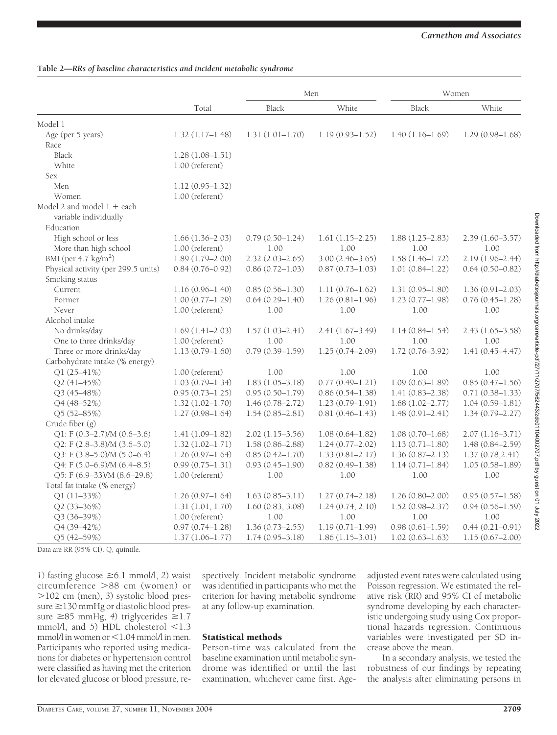**Table 2—RRs of baseline characteristics and incident metabolic syndrome**

| | Total | Men | | Women | |
|---|---|---|---|---|---|
| | | Black | White | Black | White |
| Model 1 | | | | | |
| Age (per 5 years) | 1.32 (1.17–1.48) | 1.31 (1.01–1.70) | 1.19 (0.93–1.52) | 1.40 (1.16–1.69) | 1.29 (0.98–1.68) |
| Race | | | | | |
| Black | 1.28 (1.08–1.51) | | | | |
| White | 1.00 (referent) | | | | |
| Sex | | | | | |
| Men | 1.12 (0.95–1.32) | | | | |
| Women | 1.00 (referent) | | | | |
| Model 2 and model 1 + each variable individually | | | | | |
| Education | | | | | |
| High school or less | 1.66 (1.36–2.03) | 0.79 (0.50–1.24) | 1.61 (1.15–2.25) | 1.88 (1.25–2.83) | 2.39 (1.60–3.57) |
| More than high school | 1.00 (referent) | 1.00 | 1.00 | 1.00 | 1.00 |
| BMI (per 4.7 kg/m$^2$) | 1.89 (1.79–2.00) | 2.32 (2.03–2.65) | 3.00 (2.46–3.65) | 1.58 (1.46–1.72) | 2.19 (1.96–2.44) |
| Physical activity (per 299.5 units) | 0.84 (0.76–0.92) | 0.86 (0.72–1.03) | 0.87 (0.73–1.03) | 1.01 (0.84–1.22) | 0.64 (0.50–0.82) |
| Smoking status | | | | | |
| Current | 1.16 (0.96–1.40) | 0.85 (0.56–1.30) | 1.11 (0.76–1.62) | 1.31 (0.95–1.80) | 1.36 (0.91–2.03) |
| Former | 1.00 (0.77–1.29) | 0.64 (0.29–1.40) | 1.26 (0.81–1.96) | 1.23 (0.77–1.98) | 0.76 (0.45–1.28) |
| Never | 1.00 (referent) | 1.00 | 1.00 | 1.00 | 1.00 |
| Alcohol intake | | | | | |
| No drinks/day | 1.69 (1.41–2.03) | 1.57 (1.03–2.41) | 2.41 (1.67–3.49) | 1.14 (0.84–1.54) | 2.43 (1.65–3.58) |
| One to three drinks/day | 1.00 (referent) | 1.00 | 1.00 | 1.00 | 1.00 |
| Three or more drinks/day | 1.13 (0.79–1.60) | 0.79 (0.39–1.59) | 1.25 (0.74–2.09) | 1.72 (0.76–3.92) | 1.41 (0.45–4.47) |
| Carbohydrate intake (% energy) | | | | | |
| Q1 (25–41%) | 1.00 (referent) | 1.00 | 1.00 | 1.00 | 1.00 |
| Q2 (41–45%) | 1.03 (0.79–1.34) | 1.83 (1.05–3.18) | 0.77 (0.49–1.21) | 1.09 (0.63–1.89) | 0.85 (0.47–1.56) |
| Q3 (45–48%) | 0.95 (0.73–1.25) | 0.95 (0.50–1.79) | 0.86 (0.54–1.38) | 1.41 (0.83–2.38) | 0.71 (0.38–1.33) |
| Q4 (48–52%) | 1.32 (1.02–1.70) | 1.46 (0.78–2.72) | 1.23 (0.79–1.91) | 1.68 (1.02–2.77) | 1.04 (0.59–1.81) |
| Q5 (52–85%) | 1.27 (0.98–1.64) | 1.54 (0.85–2.81) | 0.81 (0.46–1.43) | 1.48 (0.91–2.41) | 1.34 (0.79–2.27) |
| Crude fiber (g) | | | | | |
| Q1: F (0.3–2.7)/M (0.6–3.6) | 1.41 (1.09–1.82) | 2.02 (1.15–3.56) | 1.08 (0.64–1.82) | 1.08 (0.70–1.68) | 2.07 (1.16–3.71) |
| Q2: F (2.8–3.8)/M (3.6–5.0) | 1.32 (1.02–1.71) | 1.58 (0.86–2.88) | 1.24 (0.77–2.02) | 1.13 (0.71–1.80) | 1.48 (0.84–2.59) |
| Q3: F (3.8–5.0)/M (5.0–6.4) | 1.26 (0.97–1.64) | 0.85 (0.42–1.70) | 1.33 (0.81–2.17) | 1.36 (0.87–2.13) | 1.37 (0.78,2.41) |
| Q4: F (5.0–6.9)/M (6.4–8.5) | 0.99 (0.75–1.31) | 0.93 (0.45–1.90) | 0.82 (0.49–1.38) | 1.14 (0.71–1.84) | 1.05 (0.58–1.89) |
| Q5: F (6.9–33)/M (8.6–29.8) | 1.00 (referent) | 1.00 | 1.00 | 1.00 | 1.00 |
| Total fat intake (% energy) | | | | | |
| Q1 (11–33%) | 1.26 (0.97–1.64) | 1.63 (0.85–3.11) | 1.27 (0.74–2.18) | 1.26 (0.80–2.00) | 0.95 (0.57–1.58) |
| Q2 (33–36%) | 1.31 (1.01, 1.70) | 1.60 (0.83, 3.08) | 1.24 (0.74, 2.10) | 1.52 (0.98–2.37) | 0.94 (0.56–1.59) |
| Q3 (36–39%) | 1.00 (referent) | 1.00 | 1.00 | 1.00 | 1.00 |
| Q4 (39–42%) | 0.97 (0.74–1.28) | 1.36 (0.73–2.55) | 1.19 (0.71–1.99) | 0.98 (0.61–1.59) | 0.44 (0.21–0.91) |
| Q5 (42–59%) | 1.37 (1.06–1.77) | 1.74 (0.95–3.18) | 1.86 (1.15–3.01) | 1.02 (0.63–1.63) | 1.15 (0.67–2.00) |

Data are RR (95% CI). Q, quintile.

*1*) fasting glucose ≥6.1 mmol/l, *2*) waist circumference >88 cm (women) or >102 cm (men), *3*) systolic blood pressure ≥130 mmHg or diastolic blood pressure ≥85 mmHg, *4*) triglycerides ≥1.7 mmol/l, and *5*) HDL cholesterol <1.3 mmol/l in women or <1.04 mmol/l in men. Participants who reported using medications for diabetes or hypertension control were classified as having met the criterion for elevated glucose or blood pressure, respectively. Incident metabolic syndrome was identified in participants who met the criterion for having metabolic syndrome at any follow-up examination.

### Statistical methods

Person-time was calculated from the baseline examination until metabolic syndrome was identified or until the last examination, whichever came first. Age-adjusted event rates were calculated using Poisson regression. We estimated the relative risk (RR) and 95% CI of metabolic syndrome developing by each characteristic undergoing study using Cox proportional hazards regression. Continuous variables were investigated per SD increase above the mean.

In a secondary analysis, we tested the robustness of our findings by repeating the analysis after eliminating persons in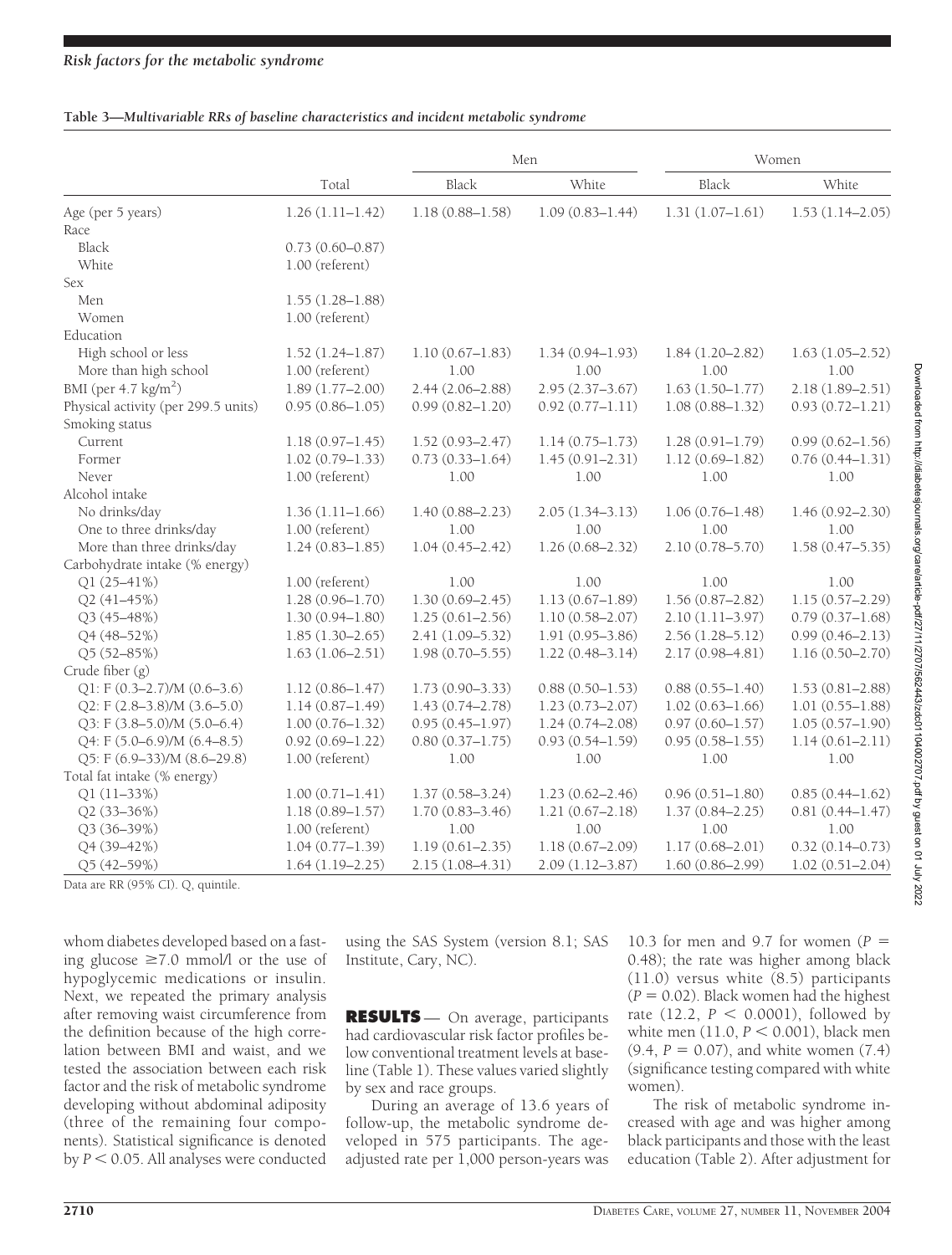**Table 3—Multivariable RRs of baseline characteristics and incident metabolic syndrome**

| | Total | Men | | Women | |
|---|---|---|---|---|---|
| | | Black | White | Black | White |
| Age (per 5 years) | 1.26 (1.11–1.42) | 1.18 (0.88–1.58) | 1.09 (0.83–1.44) | 1.31 (1.07–1.61) | 1.53 (1.14–2.05) |
| Race | | | | | |
| Black | 0.73 (0.60–0.87) | | | | |
| White | 1.00 (referent) | | | | |
| Sex | | | | | |
| Men | 1.55 (1.28–1.88) | | | | |
| Women | 1.00 (referent) | | | | |
| Education | | | | | |
| High school or less | 1.52 (1.24–1.87) | 1.10 (0.67–1.83) | 1.34 (0.94–1.93) | 1.84 (1.20–2.82) | 1.63 (1.05–2.52) |
| More than high school | 1.00 (referent) | 1.00 | 1.00 | 1.00 | 1.00 |
| BMI (per 4.7 kg/m$^2$) | 1.89 (1.77–2.00) | 2.44 (2.06–2.88) | 2.95 (2.37–3.67) | 1.63 (1.50–1.77) | 2.18 (1.89–2.51) |
| Physical activity (per 299.5 units) | 0.95 (0.86–1.05) | 0.99 (0.82–1.20) | 0.92 (0.77–1.11) | 1.08 (0.88–1.32) | 0.93 (0.72–1.21) |
| Smoking status | | | | | |
| Current | 1.18 (0.97–1.45) | 1.52 (0.93–2.47) | 1.14 (0.75–1.73) | 1.28 (0.91–1.79) | 0.99 (0.62–1.56) |
| Former | 1.02 (0.79–1.33) | 0.73 (0.33–1.64) | 1.45 (0.91–2.31) | 1.12 (0.69–1.82) | 0.76 (0.44–1.31) |
| Never | 1.00 (referent) | 1.00 | 1.00 | 1.00 | 1.00 |
| Alcohol intake | | | | | |
| No drinks/day | 1.36 (1.11–1.66) | 1.40 (0.88–2.23) | 2.05 (1.34–3.13) | 1.06 (0.76–1.48) | 1.46 (0.92–2.30) |
| One to three drinks/day | 1.00 (referent) | 1.00 | 1.00 | 1.00 | 1.00 |
| More than three drinks/day | 1.24 (0.83–1.85) | 1.04 (0.45–2.42) | 1.26 (0.68–2.32) | 2.10 (0.78–5.70) | 1.58 (0.47–5.35) |
| Carbohydrate intake (% energy) | | | | | |
| Q1 (25–41%) | 1.00 (referent) | 1.00 | 1.00 | 1.00 | 1.00 |
| Q2 (41–45%) | 1.28 (0.96–1.70) | 1.30 (0.69–2.45) | 1.13 (0.67–1.89) | 1.56 (0.87–2.82) | 1.15 (0.57–2.29) |
| Q3 (45–48%) | 1.30 (0.94–1.80) | 1.25 (0.61–2.56) | 1.10 (0.58–2.07) | 2.10 (1.11–3.97) | 0.79 (0.37–1.68) |
| Q4 (48–52%) | 1.85 (1.30–2.65) | 2.41 (1.09–5.32) | 1.91 (0.95–3.86) | 2.56 (1.28–5.12) | 0.99 (0.46–2.13) |
| Q5 (52–85%) | 1.63 (1.06–2.51) | 1.98 (0.70–5.55) | 1.22 (0.48–3.14) | 2.17 (0.98–4.81) | 1.16 (0.50–2.70) |
| Crude fiber (g) | | | | | |
| Q1: F (0.3–2.7)/M (0.6–3.6) | 1.12 (0.86–1.47) | 1.73 (0.90–3.33) | 0.88 (0.50–1.53) | 0.88 (0.55–1.40) | 1.53 (0.81–2.88) |
| Q2: F (2.8–3.8)/M (3.6–5.0) | 1.14 (0.87–1.49) | 1.43 (0.74–2.78) | 1.23 (0.73–2.07) | 1.02 (0.63–1.66) | 1.01 (0.55–1.88) |
| Q3: F (3.8–5.0)/M (5.0–6.4) | 1.00 (0.76–1.32) | 0.95 (0.45–1.97) | 1.24 (0.74–2.08) | 0.97 (0.60–1.57) | 1.05 (0.57–1.90) |
| Q4: F (5.0–6.9)/M (6.4–8.5) | 0.92 (0.69–1.22) | 0.80 (0.37–1.75) | 0.93 (0.54–1.59) | 0.95 (0.58–1.55) | 1.14 (0.61–2.11) |
| Q5: F (6.9–33)/M (8.6–29.8) | 1.00 (referent) | 1.00 | 1.00 | 1.00 | 1.00 |
| Total fat intake (% energy) | | | | | |
| Q1 (11–33%) | 1.00 (0.71–1.41) | 1.37 (0.58–3.24) | 1.23 (0.62–2.46) | 0.96 (0.51–1.80) | 0.85 (0.44–1.62) |
| Q2 (33–36%) | 1.18 (0.89–1.57) | 1.70 (0.83–3.46) | 1.21 (0.67–2.18) | 1.37 (0.84–2.25) | 0.81 (0.44–1.47) |
| Q3 (36–39%) | 1.00 (referent) | 1.00 | 1.00 | 1.00 | 1.00 |
| Q4 (39–42%) | 1.04 (0.77–1.39) | 1.19 (0.61–2.35) | 1.18 (0.67–2.09) | 1.17 (0.68–2.01) | 0.32 (0.14–0.73) |
| Q5 (42–59%) | 1.64 (1.19–2.25) | 2.15 (1.08–4.31) | 2.09 (1.12–3.87) | 1.60 (0.86–2.99) | 1.02 (0.51–2.04) |

Data are RR (95% CI). Q, quintile.

whom diabetes developed based on a fasting glucose ≥7.0 mmol/l or the use of hypoglycemic medications or insulin. Next, we repeated the primary analysis after removing waist circumference from the definition because of the high correlation between BMI and waist, and we tested the association between each risk factor and the risk of metabolic syndrome developing without abdominal adiposity (three of the remaining four components). Statistical significance is denoted by $P < 0.05$. All analyses were conducted using the SAS System (version 8.1; SAS Institute, Cary, NC).

## RESULTS

On average, participants had cardiovascular risk factor profiles below conventional treatment levels at baseline (Table 1). These values varied slightly by sex and race groups.

During an average of 13.6 years of follow-up, the metabolic syndrome developed in 575 participants. The age-adjusted rate per 1,000 person-years was 10.3 for men and 9.7 for women ($P = 0.48$); the rate was higher among black (11.0) versus white (8.5) participants ($P = 0.02$). Black women had the highest rate (12.2, $P < 0.0001$), followed by white men (11.0, $P < 0.001$), black men (9.4, $P = 0.07$), and white women (7.4) (significance testing compared with white women).

The risk of metabolic syndrome increased with age and was higher among black participants and those with the least education (Table 2). After adjustment for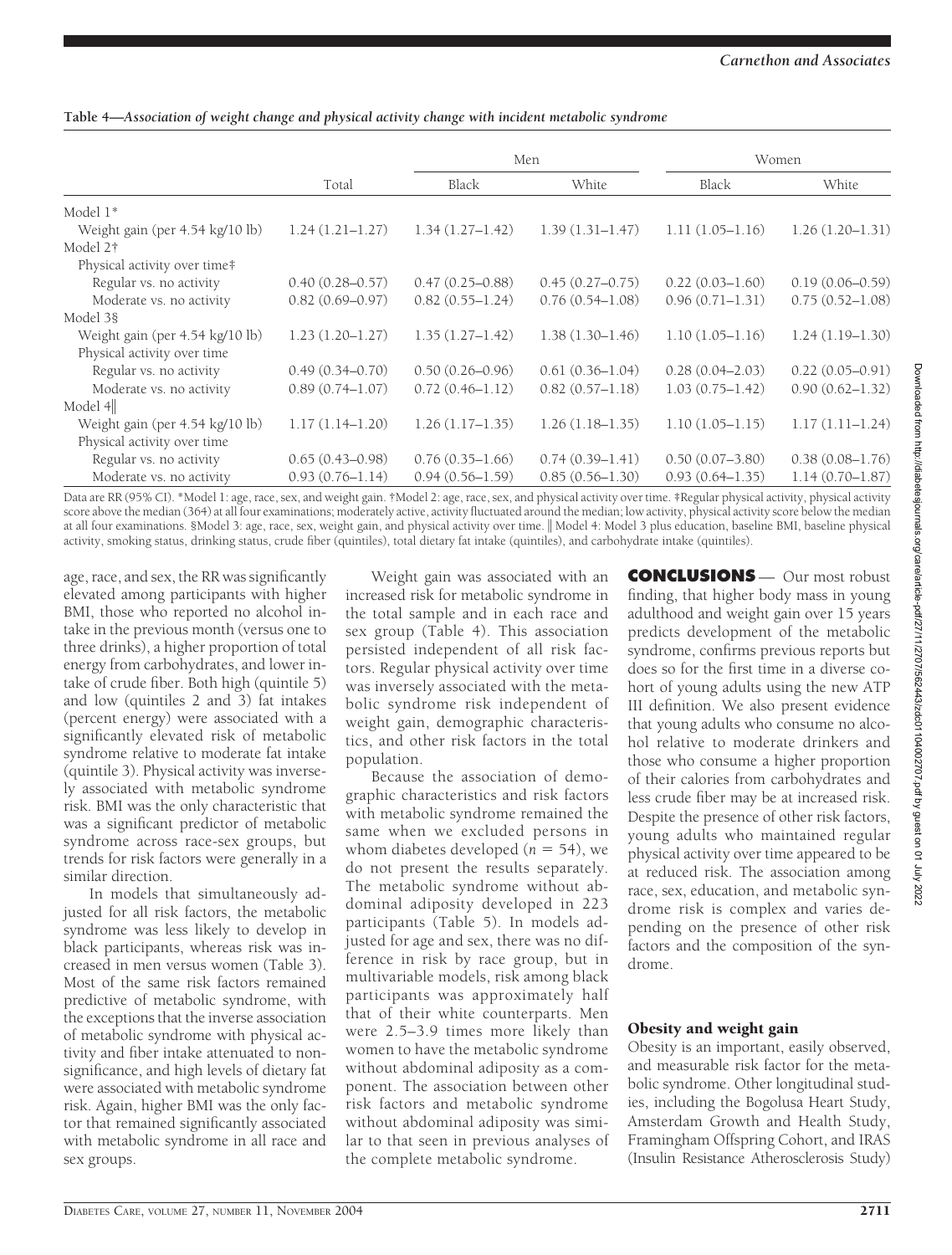**Table 4—Association of weight change and physical activity change with incident metabolic syndrome**

| | Total | Men | | Women | |
|---|---|---|---|---|---|
| | | Black | White | Black | White |
| Model 1* | | | | | |
| Weight gain (per 4.54 kg/10 lb) | 1.24 (1.21–1.27) | 1.34 (1.27–1.42) | 1.39 (1.31–1.47) | 1.11 (1.05–1.16) | 1.26 (1.20–1.31) |
| Model 2† | | | | | |
| Physical activity over time‡ | | | | | |
| Regular vs. no activity | 0.40 (0.28–0.57) | 0.47 (0.25–0.88) | 0.45 (0.27–0.75) | 0.22 (0.03–1.60) | 0.19 (0.06–0.59) |
| Moderate vs. no activity | 0.82 (0.69–0.97) | 0.82 (0.55–1.24) | 0.76 (0.54–1.08) | 0.96 (0.71–1.31) | 0.75 (0.52–1.08) |
| Model 3§ | | | | | |
| Weight gain (per 4.54 kg/10 lb) | 1.23 (1.20–1.27) | 1.35 (1.27–1.42) | 1.38 (1.30–1.46) | 1.10 (1.05–1.16) | 1.24 (1.19–1.30) |
| Physical activity over time | | | | | |
| Regular vs. no activity | 0.49 (0.34–0.70) | 0.50 (0.26–0.96) | 0.61 (0.36–1.04) | 0.28 (0.04–2.03) | 0.22 (0.05–0.91) |
| Moderate vs. no activity | 0.89 (0.74–1.07) | 0.72 (0.46–1.12) | 0.82 (0.57–1.18) | 1.03 (0.75–1.42) | 0.90 (0.62–1.32) |
| Model 4‖ | | | | | |
| Weight gain (per 4.54 kg/10 lb) | 1.17 (1.14–1.20) | 1.26 (1.17–1.35) | 1.26 (1.18–1.35) | 1.10 (1.05–1.15) | 1.17 (1.11–1.24) |
| Physical activity over time | | | | | |
| Regular vs. no activity | 0.65 (0.43–0.98) | 0.76 (0.35–1.66) | 0.74 (0.39–1.41) | 0.50 (0.07–3.80) | 0.38 (0.08–1.76) |
| Moderate vs. no activity | 0.93 (0.76–1.14) | 0.94 (0.56–1.59) | 0.85 (0.56–1.30) | 0.93 (0.64–1.35) | 1.14 (0.70–1.87) |

Data are RR (95% CI). *Model 1: age, race, sex, and weight gain. †Model 2: age, race, sex, and physical activity over time. ‡Regular physical activity, physical activity score above the median (364) at all four examinations; moderately active, activity fluctuated around the median; low activity, physical activity score below the median at all four examinations. §Model 3: age, race, sex, weight gain, and physical activity over time. ‖ Model 4: Model 3 plus education, baseline BMI, baseline physical activity, smoking status, drinking status, crude fiber (quintiles), total dietary fat intake (quintiles), and carbohydrate intake (quintiles).

age, race, and sex, the RR was significantly elevated among participants with higher BMI, those who reported no alcohol intake in the previous month (versus one to three drinks), a higher proportion of total energy from carbohydrates, and lower intake of crude fiber. Both high (quintile 5) and low (quintiles 2 and 3) fat intakes (percent energy) were associated with a significantly elevated risk of metabolic syndrome relative to moderate fat intake (quintile 3). Physical activity was inversely associated with metabolic syndrome risk. BMI was the only characteristic that was a significant predictor of metabolic syndrome across race-sex groups, but trends for risk factors were generally in a similar direction.

In models that simultaneously adjusted for all risk factors, the metabolic syndrome was less likely to develop in black participants, whereas risk was increased in men versus women (Table 3). Most of the same risk factors remained predictive of metabolic syndrome, with the exceptions that the inverse association of metabolic syndrome with physical activity and fiber intake attenuated to nonsignificance, and high levels of dietary fat were associated with metabolic syndrome risk. Again, higher BMI was the only factor that remained significantly associated with metabolic syndrome in all race and sex groups.

Weight gain was associated with an increased risk for metabolic syndrome in the total sample and in each race and sex group (Table 4). This association persisted independent of all risk factors. Regular physical activity over time was inversely associated with the metabolic syndrome risk independent of weight gain, demographic characteristics, and other risk factors in the total population.

Because the association of demographic characteristics and risk factors with metabolic syndrome remained the same when we excluded persons in whom diabetes developed ($n = 54$), we do not present the results separately. The metabolic syndrome without abdominal adiposity developed in 223 participants (Table 5). In models adjusted for age and sex, there was no difference in risk by race group, but in multivariable models, risk among black participants was approximately half that of their white counterparts. Men were 2.5–3.9 times more likely than women to have the metabolic syndrome without abdominal adiposity as a component. The association between other risk factors and metabolic syndrome without abdominal adiposity was similar to that seen in previous analyses of the complete metabolic syndrome.

## CONCLUSIONS

Our most robust finding, that higher body mass in young adulthood and weight gain over 15 years predicts development of the metabolic syndrome, confirms previous reports but does so for the first time in a diverse cohort of young adults using the new ATP III definition. We also present evidence that young adults who consume no alcohol relative to moderate drinkers and those who consume a higher proportion of their calories from carbohydrates and less crude fiber may be at increased risk. Despite the presence of other risk factors, young adults who maintained regular physical activity over time appeared to be at reduced risk. The association among race, sex, education, and metabolic syndrome risk is complex and varies depending on the presence of other risk factors and the composition of the syndrome.

### Obesity and weight gain

Obesity is an important, easily observed, and measurable risk factor for the metabolic syndrome. Other longitudinal studies, including the Bogolusa Heart Study, Amsterdam Growth and Health Study, Framingham Offspring Cohort, and IRAS (Insulin Resistance Atherosclerosis Study)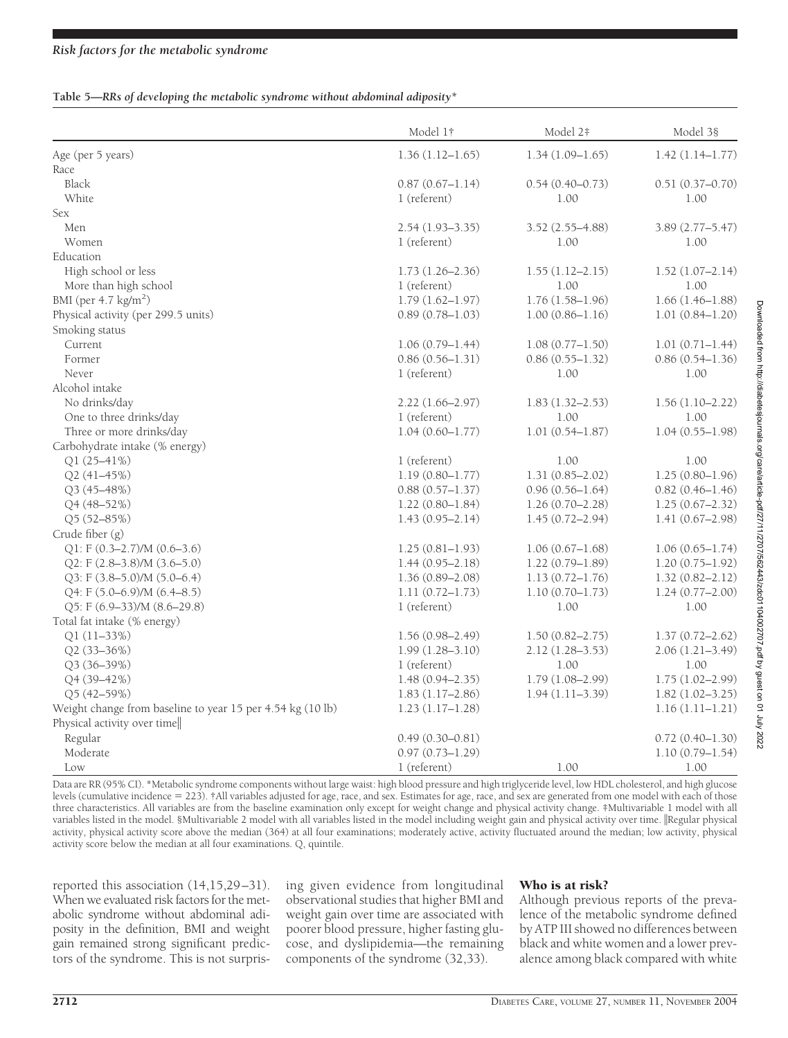**Table 5—RRs of developing the metabolic syndrome without abdominal adiposity***

| | Model 1† | Model 2‡ | Model 3§ |
|---|---|---|---|
| Age (per 5 years) | 1.36 (1.12–1.65) | 1.34 (1.09–1.65) | 1.42 (1.14–1.77) |
| Race | | | |
| Black | 0.87 (0.67–1.14) | 0.54 (0.40–0.73) | 0.51 (0.37–0.70) |
| White | 1 (referent) | 1.00 | 1.00 |
| Sex | | | |
| Men | 2.54 (1.93–3.35) | 3.52 (2.55–4.88) | 3.89 (2.77–5.47) |
| Women | 1 (referent) | 1.00 | 1.00 |
| Education | | | |
| High school or less | 1.73 (1.26–2.36) | 1.55 (1.12–2.15) | 1.52 (1.07–2.14) |
| More than high school | 1 (referent) | 1.00 | 1.00 |
| BMI (per 4.7 kg/m$^2$) | 1.79 (1.62–1.97) | 1.76 (1.58–1.96) | 1.66 (1.46–1.88) |
| Physical activity (per 299.5 units) | 0.89 (0.78–1.03) | 1.00 (0.86–1.16) | 1.01 (0.84–1.20) |
| Smoking status | | | |
| Current | 1.06 (0.79–1.44) | 1.08 (0.77–1.50) | 1.01 (0.71–1.44) |
| Former | 0.86 (0.56–1.31) | 0.86 (0.55–1.32) | 0.86 (0.54–1.36) |
| Never | 1 (referent) | 1.00 | 1.00 |
| Alcohol intake | | | |
| No drinks/day | 2.22 (1.66–2.97) | 1.83 (1.32–2.53) | 1.56 (1.10–2.22) |
| One to three drinks/day | 1 (referent) | 1.00 | 1.00 |
| Three or more drinks/day | 1.04 (0.60–1.77) | 1.01 (0.54–1.87) | 1.04 (0.55–1.98) |
| Carbohydrate intake (% energy) | | | |
| Q1 (25–41%) | 1 (referent) | 1.00 | 1.00 |
| Q2 (41–45%) | 1.19 (0.80–1.77) | 1.31 (0.85–2.02) | 1.25 (0.80–1.96) |
| Q3 (45–48%) | 0.88 (0.57–1.37) | 0.96 (0.56–1.64) | 0.82 (0.46–1.46) |
| Q4 (48–52%) | 1.22 (0.80–1.84) | 1.26 (0.70–2.28) | 1.25 (0.67–2.32) |
| Q5 (52–85%) | 1.43 (0.95–2.14) | 1.45 (0.72–2.94) | 1.41 (0.67–2.98) |
| Crude fiber (g) | | | |
| Q1: F (0.3–2.7)/M (0.6–3.6) | 1.25 (0.81–1.93) | 1.06 (0.67–1.68) | 1.06 (0.65–1.74) |
| Q2: F (2.8–3.8)/M (3.6–5.0) | 1.44 (0.95–2.18) | 1.22 (0.79–1.89) | 1.20 (0.75–1.92) |
| Q3: F (3.8–5.0)/M (5.0–6.4) | 1.36 (0.89–2.08) | 1.13 (0.72–1.76) | 1.32 (0.82–2.12) |
| Q4: F (5.0–6.9)/M (6.4–8.5) | 1.11 (0.72–1.73) | 1.10 (0.70–1.73) | 1.24 (0.77–2.00) |
| Q5: F (6.9–33)/M (8.6–29.8) | 1 (referent) | 1.00 | 1.00 |
| Total fat intake (% energy) | | | |
| Q1 (11–33%) | 1.56 (0.98–2.49) | 1.50 (0.82–2.75) | 1.37 (0.72–2.62) |
| Q2 (33–36%) | 1.99 (1.28–3.10) | 2.12 (1.28–3.53) | 2.06 (1.21–3.49) |
| Q3 (36–39%) | 1 (referent) | 1.00 | 1.00 |
| Q4 (39–42%) | 1.48 (0.94–2.35) | 1.79 (1.08–2.99) | 1.75 (1.02–2.99) |
| Q5 (42–59%) | 1.83 (1.17–2.86) | 1.94 (1.11–3.39) | 1.82 (1.02–3.25) |
| Weight change from baseline to year 15 per 4.54 kg (10 lb) | 1.23 (1.17–1.28) | | 1.16 (1.11–1.21) |
| Physical activity over time‖ | | | |
| Regular | 0.49 (0.30–0.81) | | 0.72 (0.40–1.30) |
| Moderate | 0.97 (0.73–1.29) | | 1.10 (0.79–1.54) |
| Low | 1 (referent) | 1.00 | 1.00 |

Data are RR (95% CI). *Metabolic syndrome components without large waist: high blood pressure and high triglyceride level, low HDL cholesterol, and high glucose levels (cumulative incidence = 223). †All variables adjusted for age, race, and sex. Estimates for age, race, and sex are generated from one model with each of those three characteristics. All variables are from the baseline examination only except for weight change and physical activity change. ‡Multivariable 1 model with all variables listed in the model. §Multivariable 2 model with all variables listed in the model including weight gain and physical activity over time. ‖Regular physical activity, physical activity score above the median (364) at all four examinations; moderately active, activity fluctuated around the median; low activity, physical activity score below the median at all four examinations. Q, quintile.

reported this association (14,15,29–31). When we evaluated risk factors for the metabolic syndrome without abdominal adiposity in the definition, BMI and weight gain remained strong significant predictors of the syndrome. This is not surprising given evidence from longitudinal observational studies that higher BMI and weight gain over time are associated with poorer blood pressure, higher fasting glucose, and dyslipidemia—the remaining components of the syndrome (32,33).

### Who is at risk?

Although previous reports of the prevalence of the metabolic syndrome defined by ATP III showed no differences between black and white women and a lower prevalence among black compared with white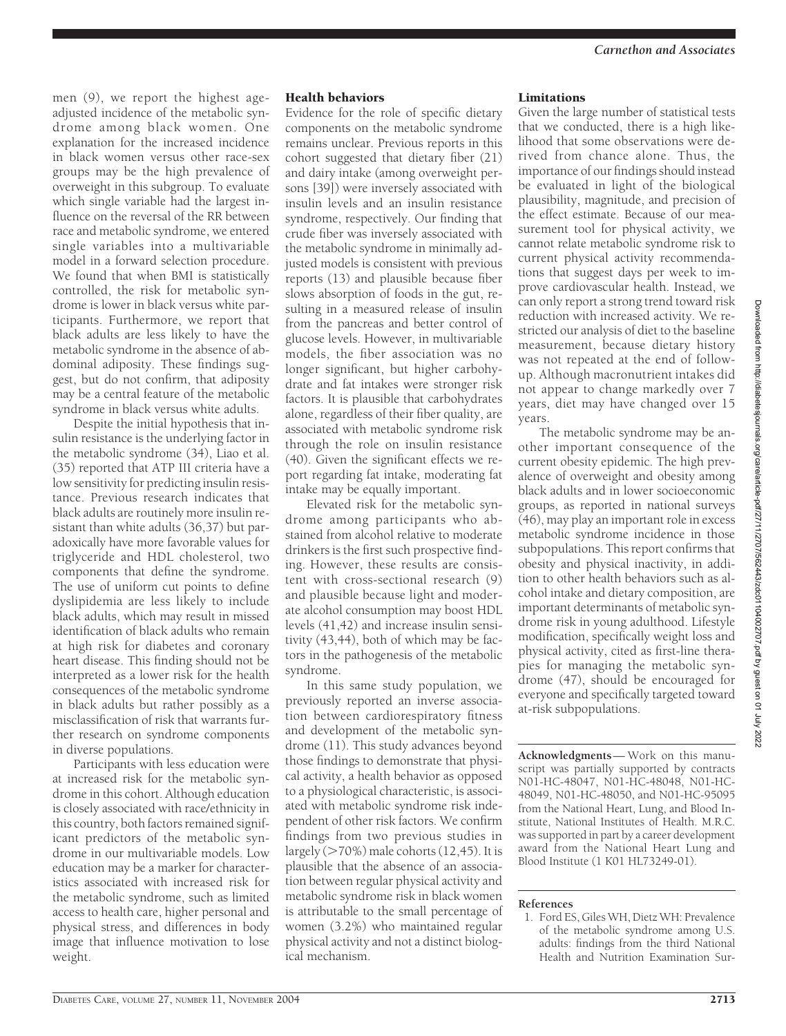men (9), we report the highest age-adjusted incidence of the metabolic syndrome among black women. One explanation for the increased incidence in black women versus other race-sex groups may be the high prevalence of overweight in this subgroup. To evaluate which single variable had the largest influence on the reversal of the RR between race and metabolic syndrome, we entered single variables into a multivariable model in a forward selection procedure. We found that when BMI is statistically controlled, the risk for metabolic syndrome is lower in black versus white participants. Furthermore, we report that black adults are less likely to have the metabolic syndrome in the absence of abdominal adiposity. These findings suggest, but do not confirm, that adiposity may be a central feature of the metabolic syndrome in black versus white adults.

Despite the initial hypothesis that insulin resistance is the underlying factor in the metabolic syndrome (34), Liao et al. (35) reported that ATP III criteria have a low sensitivity for predicting insulin resistance. Previous research indicates that black adults are routinely more insulin resistant than white adults (36,37) but paradoxically have more favorable values for triglyceride and HDL cholesterol, two components that define the syndrome. The use of uniform cut points to define dyslipidemia are less likely to include black adults, which may result in missed identification of black adults who remain at high risk for diabetes and coronary heart disease. This finding should not be interpreted as a lower risk for the health consequences of the metabolic syndrome in black adults but rather possibly as a misclassification of risk that warrants further research on syndrome components in diverse populations.

Participants with less education were at increased risk for the metabolic syndrome in this cohort. Although education is closely associated with race/ethnicity in this country, both factors remained significant predictors of the metabolic syndrome in our multivariable models. Low education may be a marker for characteristics associated with increased risk for the metabolic syndrome, such as limited access to health care, higher personal and physical stress, and differences in body image that influence motivation to lose weight.

## Health behaviors

Evidence for the role of specific dietary components on the metabolic syndrome remains unclear. Previous reports in this cohort suggested that dietary fiber (21) and dairy intake (among overweight persons [39]) were inversely associated with insulin levels and an insulin resistance syndrome, respectively. Our finding that crude fiber was inversely associated with the metabolic syndrome in minimally adjusted models is consistent with previous reports (13) and plausible because fiber slows absorption of foods in the gut, resulting in a measured release of insulin from the pancreas and better control of glucose levels. However, in multivariable models, the fiber association was no longer significant, but higher carbohydrate and fat intakes were stronger risk factors. It is plausible that carbohydrates alone, regardless of their fiber quality, are associated with metabolic syndrome risk through the role on insulin resistance (40). Given the significant effects we report regarding fat intake, moderating fat intake may be equally important.

Elevated risk for the metabolic syndrome among participants who abstained from alcohol relative to moderate drinkers is the first such prospective finding. However, these results are consistent with cross-sectional research (9) and plausible because light and moderate alcohol consumption may boost HDL levels (41,42) and increase insulin sensitivity (43,44), both of which may be factors in the pathogenesis of the metabolic syndrome.

In this same study population, we previously reported an inverse association between cardiorespiratory fitness and development of the metabolic syndrome (11). This study advances beyond those findings to demonstrate that physical activity, a health behavior as opposed to a physiological characteristic, is associated with metabolic syndrome risk independent of other risk factors. We confirm findings from two previous studies in largely (>70%) male cohorts (12,45). It is plausible that the absence of an association between regular physical activity and metabolic syndrome risk in black women is attributable to the small percentage of women (3.2%) who maintained regular physical activity and not a distinct biological mechanism.

## Limitations

Given the large number of statistical tests that we conducted, there is a high likelihood that some observations were derived from chance alone. Thus, the importance of our findings should instead be evaluated in light of the biological plausibility, magnitude, and precision of the effect estimate. Because of our measurement tool for physical activity, we cannot relate metabolic syndrome risk to current physical activity recommendations that suggest days per week to improve cardiovascular health. Instead, we can only report a strong trend toward risk reduction with increased activity. We restricted our analysis of diet to the baseline measurement, because dietary history was not repeated at the end of follow-up. Although macronutrient intakes did not appear to change markedly over 7 years, diet may have changed over 15 years.

The metabolic syndrome may be another important consequence of the current obesity epidemic. The high prevalence of overweight and obesity among black adults and in lower socioeconomic groups, as reported in national surveys (46), may play an important role in excess metabolic syndrome incidence in those subpopulations. This report confirms that obesity and physical inactivity, in addition to other health behaviors such as alcohol intake and dietary composition, are important determinants of metabolic syndrome risk in young adulthood. Lifestyle modification, specifically weight loss and physical activity, cited as first-line therapies for managing the metabolic syndrome (47), should be encouraged for everyone and specifically targeted toward at-risk subpopulations.

**Acknowledgments**— Work on this manuscript was partially supported by contracts N01-HC-48047, N01-HC-48048, N01-HC-48049, N01-HC-48050, and N01-HC-95095 from the National Heart, Lung, and Blood Institute, National Institutes of Health. M.R.C. was supported in part by a career development award from the National Heart Lung and Blood Institute (1 K01 HL73249-01).

## References

1. Ford ES, Giles WH, Dietz WH: Prevalence of the metabolic syndrome among U.S. adults: findings from the third National Health and Nutrition Examination Sur-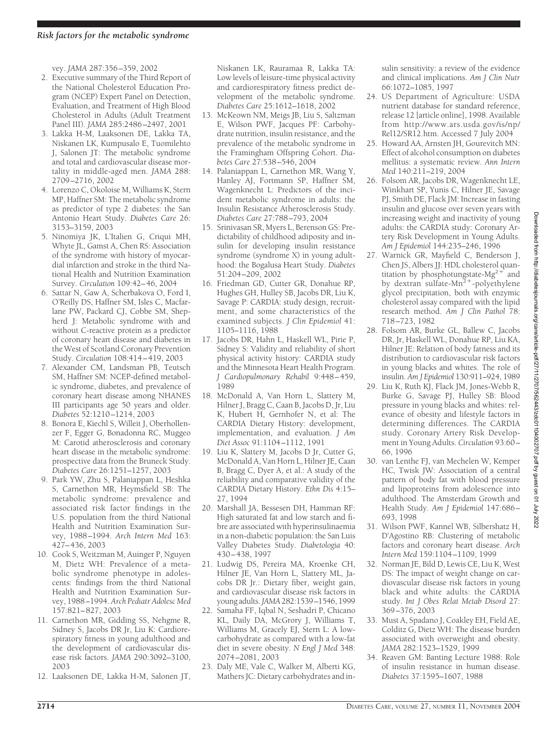vey. *JAMA* 287:356–359, 2002

2. Executive summary of the Third Report of the National Cholesterol Education Program (NCEP) Expert Panel on Detection, Evaluation, and Treatment of High Blood Cholesterol in Adults (Adult Treatment Panel III). *JAMA* 285:2486–2497, 2001
3. Lakka H-M, Laaksonen DE, Lakka TA, Niskanen LK, Kumpusalo E, Tuomilehto J, Salonen JT: The metabolic syndrome and total and cardiovascular disease mortality in middle-aged men. *JAMA* 288: 2709–2716, 2002
4. Lorenzo C, Okoloise M, Williams K, Stern MP, Haffner SM: The metabolic syndrome as predictor of type 2 diabetes: the San Antonio Heart Study. *Diabetes Care* 26: 3153–3159, 2003
5. Ninomiya JK, L'Italien G, Criqui MH, Whyte JL, Gamst A, Chen RS: Association of the syndrome with history of myocardial infarction and stroke in the third National Health and Nutrition Examination Survey. *Circulation* 109:42–46, 2004
6. Sattar N, Gaw A, Scherbakova O, Ford I, O'Reilly DS, Haffner SM, Isles C, Macfarlane PW, Packard CJ, Cobbe SM, Shepherd J: Metabolic syndrome with and without C-reactive protein as a predictor of coronary heart disease and diabetes in the West of Scotland Coronary Prevention Study. *Circulation* 108:414–419, 2003
7. Alexander CM, Landsman PB, Teutsch SM, Haffner SM: NCEP-defined metabolic syndrome, diabetes, and prevalence of coronary heart disease among NHANES III participants age 50 years and older. *Diabetes* 52:1210–1214, 2003
8. Bonora E, Kiechl S, Willeit J, Oberhollenzer F, Egger G, Bonadonna RC, Muggeo M: Carotid atherosclerosis and coronary heart disease in the metabolic syndrome: prospective data from the Bruneck Study. *Diabetes Care* 26:1251–1257, 2003
9. Park YW, Zhu S, Palaniappan L, Heshka S, Carnethon MR, Heymsfield SB: The metabolic syndrome: prevalence and associated risk factor findings in the U.S. population from the third National Health and Nutrition Examination Survey, 1988–1994. *Arch Intern Med* 163: 427–436, 2003
10. Cook S, Weitzman M, Auinger P, Nguyen M, Dietz WH: Prevalence of a metabolic syndrome phenotype in adolescents: findings from the third National Health and Nutrition Examination Survey, 1988–1994. *Arch Pediatr Adolesc Med* 157:821–827, 2003
11. Carnethon MR, Gidding SS, Nehgme R, Sidney S, Jacobs DR Jr, Liu K: Cardiorespiratory fitness in young adulthood and the development of cardiovascular disease risk factors. *JAMA* 290:3092–3100, 2003
12. Laaksonen DE, Lakka H-M, Salonen JT, Niskanen LK, Rauramaa R, Lakka TA: Low levels of leisure-time physical activity and cardiorespiratory fitness predict development of the metabolic syndrome. *Diabetes Care* 25:1612–1618, 2002
13. McKeown NM, Meigs JB, Liu S, Saltzman E, Wilson PWF, Jacques PF: Carbohydrate nutrition, insulin resistance, and the prevalence of the metabolic syndrome in the Framingham Offspring Cohort. *Diabetes Care* 27:538–546, 2004
14. Palaniappan L, Carnethon MR, Wang Y, Hanley AJ, Fortmann SP, Haffner SM, Wagenknecht L: Predictors of the incident metabolic syndrome in adults: the Insulin Resistance Atherosclerosis Study. *Diabetes Care* 27:788–793, 2004
15. Srinivasan SR, Myers L, Berenson GS: Predictability of childhood adiposity and insulin for developing insulin resistance syndrome (syndrome X) in young adulthood: the Bogalusa Heart Study. *Diabetes* 51:204–209, 2002
16. Friedman GD, Cutter GR, Donahue RP, Hughes GH, Hulley SB, Jacobs DR, Liu K, Savage P: CARDIA: study design, recruitment, and some characteristics of the examined subjects. *J Clin Epidemiol* 41: 1105–1116, 1988
17. Jacobs DR, Hahn L, Haskell WL, Pirie P, Sidney S: Validity and reliability of short physical activity history: CARDIA study and the Minnesota Heart Health Program. *J Cardiopulmonary Rehabil* 9:448–459, 1989
18. McDonald A, Van Horn L, Slattery M, Hilner J, Bragg C, Caan B, Jacobs D, Jr, Liu K, Hubert H, Gernhofer N, et al: The CARDIA Dietary History: development, implementation, and evaluation. *J Am Diet Assoc* 91:1104–1112, 1991
19. Liu K, Slattery M, Jacobs D Jr, Cutter G, McDonald A, Van Horn L, Hilner JE, Caan B, Bragg C, Dyer A, et al.: A study of the reliability and comparative validity of the CARDIA Dietary History. *Ethn Dis* 4:15–27, 1994
20. Marshall JA, Bessesen DH, Hamman RF: High saturated fat and low starch and fibre are associated with hyperinsulinaemia in a non-diabetic population: the San Luis Valley Diabetes Study. *Diabetologia* 40: 430–438, 1997
21. Ludwig DS, Pereira MA, Kroenke CH, Hilner JE, Van Horn L, Slattery ML, Jacobs DR Jr.: Dietary fiber, weight gain, and cardiovascular disease risk factors in young adults. *JAMA* 282:1539–1546, 1999
22. Samaha FF, Iqbal N, Seshadri P, Chicano KL, Daily DA, McGrory J, Williams T, Williams M, Gracely EJ, Stern L: A low-carbohydrate as compared with a low-fat diet in severe obesity. *N Engl J Med* 348: 2074–2081, 2003
23. Daly ME, Vale C, Walker M, Alberti KG, Mathers JC: Dietary carbohydrates and insulin sensitivity: a review of the evidence and clinical implications. *Am J Clin Nutr* 66:1072–1085, 1997
24. US Department of Agriculture: USDA nutrient database for standard reference, release 12 [article online], 1998. Available from http://www.ars.usda.gov/is/np/Rel12/SR12.htm. Accessed 7 July 2004
25. Howard AA, Arnsten JH, Gourevitch MN: Effect of alcohol consumption on diabetes mellitus: a systematic review. *Ann Intern Med* 140:211–219, 2004
26. Folsom AR, Jacobs DR, Wagenknecht LE, Winkhart SP, Yunis C, Hilner JE, Savage PJ, Smith DE, Flack JM: Increase in fasting insulin and glucose over seven years with increasing weight and inactivity of young adults: the CARDIA study: Coronary Artery Risk Development in Young Adults. *Am J Epidemiol* 144:235–246, 1996
27. Warnick GR, Mayfield C, Benderson J, Chen JS, Albers JJ: HDL cholesterol quantitation by phosphotungstate-$Mg^{2+}$ and by dextran sulfate-$Mn^{2+}$-polyethylene glycol precipitation, both with enzymic cholesterol assay compared with the lipid research method. *Am J Clin Pathol* 78: 718–723, 1982
28. Folsom AR, Burke GL, Ballew C, Jacobs DR, Jr, Haskell WL, Donahue RP, Liu KA, Hilner JE: Relation of body fatness and its distribution to cardiovascular risk factors in young blacks and whites. The role of insulin. *Am J Epidemiol* 130:911–924, 1989
29. Liu K, Ruth KJ, Flack JM, Jones-Webb R, Burke G, Savage PJ, Hulley SB: Blood pressure in young blacks and whites: relevance of obesity and lifestyle factors in determining differences. The CARDIA study. Coronary Artery Risk Development in Young Adults. *Circulation* 93:60–66, 1996
30. van Lenthe FJ, van Mechelen W, Kemper HC, Twisk JW: Association of a central pattern of body fat with blood pressure and lipoproteins from adolescence into adulthood. The Amsterdam Growth and Health Study. *Am J Epidemiol* 147:686–693, 1998
31. Wilson PWF, Kannel WB, Silbershatz H, D'Agostino RB: Clustering of metabolic factors and coronary heart disease. *Arch Intern Med* 159:1104–1109, 1999
32. Norman JE, Bild D, Lewis CE, Liu K, West DS: The impact of weight change on cardiovascular disease risk factors in young black and white adults: the CARDIA study. *Int J Obes Relat Metab Disord* 27: 369–376, 2003
33. Must A, Spadano J, Coakley EH, Field AE, Colditz G, Dietz WH: The disease burden associated with overweight and obesity. *JAMA* 282:1523–1529, 1999
34. Reaven GM: Banting Lecture 1988: Role of insulin resistance in human disease. *Diabetes* 37:1595–1607, 1988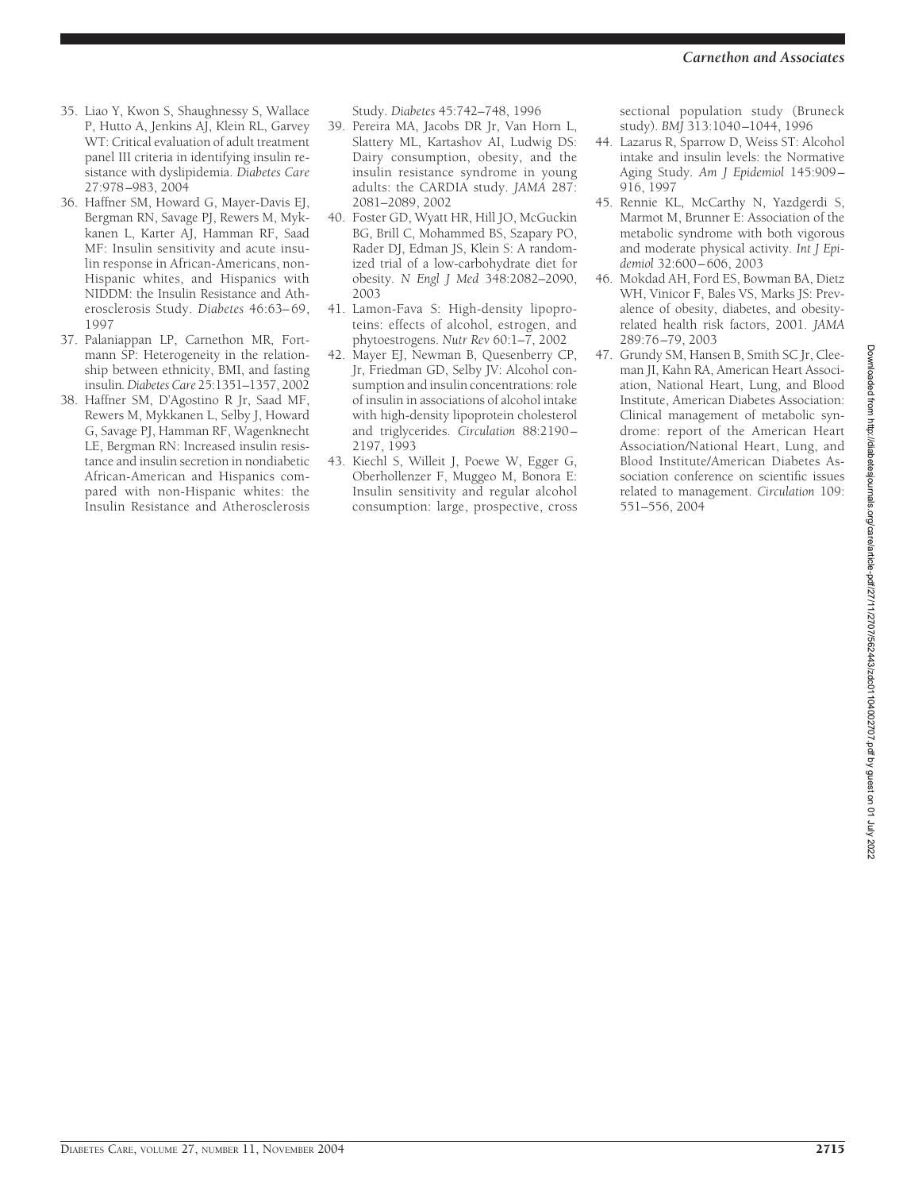35. Liao Y, Kwon S, Shaughnessy S, Wallace P, Hutto A, Jenkins AJ, Klein RL, Garvey WT: Critical evaluation of adult treatment panel III criteria in identifying insulin resistance with dyslipidemia. *Diabetes Care* 27:978–983, 2004
36. Haffner SM, Howard G, Mayer-Davis EJ, Bergman RN, Savage PJ, Rewers M, Mykkanen L, Karter AJ, Hamman RF, Saad MF: Insulin sensitivity and acute insulin response in African-Americans, non-Hispanic whites, and Hispanics with NIDDM: the Insulin Resistance and Atherosclerosis Study. *Diabetes* 46:63–69, 1997
37. Palaniappan LP, Carnethon MR, Fortmann SP: Heterogeneity in the relationship between ethnicity, BMI, and fasting insulin. *Diabetes Care* 25:1351–1357, 2002
38. Haffner SM, D'Agostino R Jr, Saad MF, Rewers M, Mykkanen L, Selby J, Howard G, Savage PJ, Hamman RF, Wagenknecht LE, Bergman RN: Increased insulin resistance and insulin secretion in nondiabetic African-American and Hispanics compared with non-Hispanic whites: the Insulin Resistance and Atherosclerosis Study. *Diabetes* 45:742–748, 1996
39. Pereira MA, Jacobs DR Jr, Van Horn L, Slattery ML, Kartashov AI, Ludwig DS: Dairy consumption, obesity, and the insulin resistance syndrome in young adults: the CARDIA study. *JAMA* 287: 2081–2089, 2002
40. Foster GD, Wyatt HR, Hill JO, McGuckin BG, Brill C, Mohammed BS, Szapary PO, Rader DJ, Edman JS, Klein S: A randomized trial of a low-carbohydrate diet for obesity. *N Engl J Med* 348:2082–2090, 2003
41. Lamon-Fava S: High-density lipoproteins: effects of alcohol, estrogen, and phytoestrogens. *Nutr Rev* 60:1–7, 2002
42. Mayer EJ, Newman B, Quesenberry CP, Jr, Friedman GD, Selby JV: Alcohol consumption and insulin concentrations: role of insulin in associations of alcohol intake with high-density lipoprotein cholesterol and triglycerides. *Circulation* 88:2190–2197, 1993
43. Kiechl S, Willeit J, Poewe W, Egger G, Oberhollenzer F, Muggeo M, Bonora E: Insulin sensitivity and regular alcohol consumption: large, prospective, cross sectional population study (Bruneck study). *BMJ* 313:1040–1044, 1996
44. Lazarus R, Sparrow D, Weiss ST: Alcohol intake and insulin levels: the Normative Aging Study. *Am J Epidemiol* 145:909–916, 1997
45. Rennie KL, McCarthy N, Yazdgerdi S, Marmot M, Brunner E: Association of the metabolic syndrome with both vigorous and moderate physical activity. *Int J Epidemiol* 32:600–606, 2003
46. Mokdad AH, Ford ES, Bowman BA, Dietz WH, Vinicor F, Bales VS, Marks JS: Prevalence of obesity, diabetes, and obesity-related health risk factors, 2001. *JAMA* 289:76–79, 2003
47. Grundy SM, Hansen B, Smith SC Jr, Cleeman JI, Kahn RA, American Heart Association, National Heart, Lung, and Blood Institute, American Diabetes Association: Clinical management of metabolic syndrome: report of the American Heart Association/National Heart, Lung, and Blood Institute/American Diabetes Association conference on scientific issues related to management. *Circulation* 109: 551–556, 2004